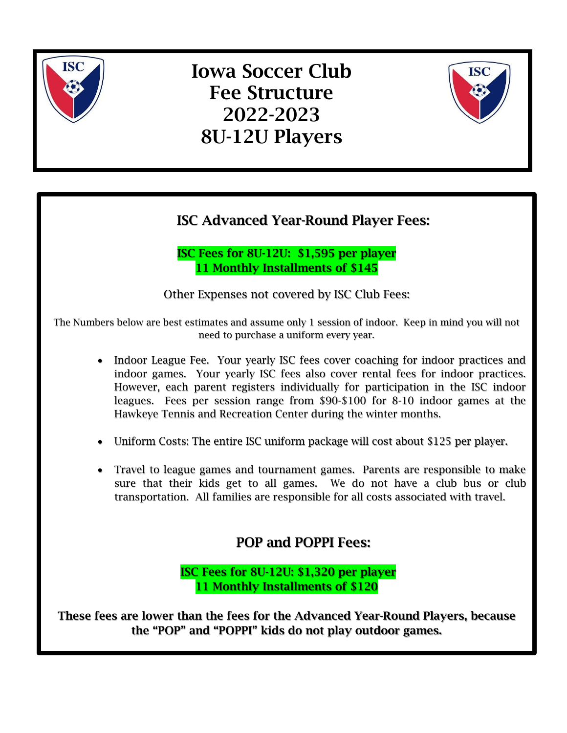# Iowa Soccer Club Fee Structure 2022-2023 8U-12U Players

## ISC Advanced Year-Round Player Fees:

**ISC Fees for 8U-12U: $1,595 per player**
**11 Monthly Installments of $145**

Other Expenses not covered by ISC Club Fees:

The Numbers below are best estimates and assume only 1 session of indoor. Keep in mind you will not need to purchase a uniform every year.

- Indoor League Fee. Your yearly ISC fees cover coaching for indoor practices and indoor games. Your yearly ISC fees also cover rental fees for indoor practices. However, each parent registers individually for participation in the ISC indoor leagues. Fees per session range from $90-$100 for 8-10 indoor games at the Hawkeye Tennis and Recreation Center during the winter months.
- Uniform Costs: The entire ISC uniform package will cost about $125 per player.
- Travel to league games and tournament games. Parents are responsible to make sure that their kids get to all games. We do not have a club bus or club transportation. All families are responsible for all costs associated with travel.

## POP and POPPI Fees:

**ISC Fees for 8U-12U: $1,320 per player**
**11 Monthly Installments of $120**

**These fees are lower than the fees for the Advanced Year-Round Players, because the "POP" and "POPPI" kids do not play outdoor games.**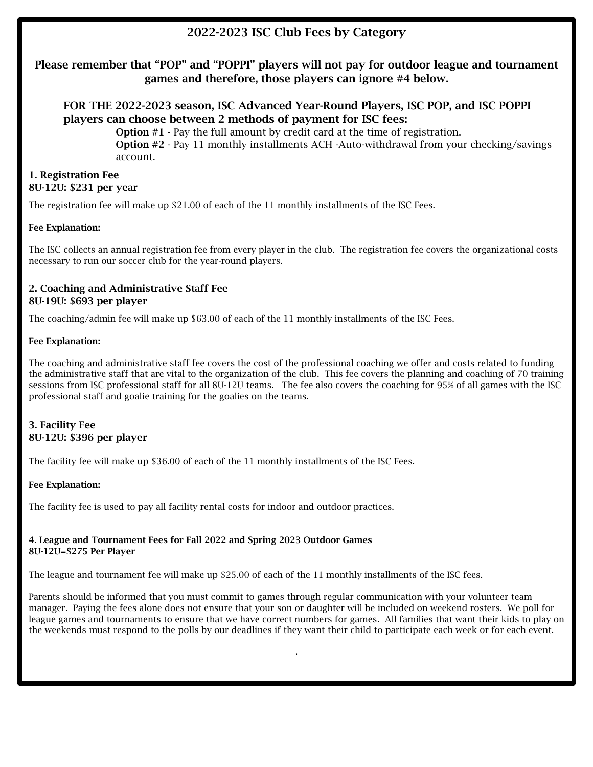# 2022-2023 ISC Club Fees by Category

**Please remember that "POP" and "POPPI" players will not pay for outdoor league and tournament games and therefore, those players can ignore #4 below.**

**FOR THE 2022-2023 season, ISC Advanced Year-Round Players, ISC POP, and ISC POPPI players can choose between 2 methods of payment for ISC fees:**

**Option #1** - Pay the full amount by credit card at the time of registration.
**Option #2** - Pay 11 monthly installments ACH -Auto-withdrawal from your checking/savings account.

### 1. Registration Fee
**8U-12U: $231 per year**

The registration fee will make up $21.00 of each of the 11 monthly installments of the ISC Fees.

**Fee Explanation:**

The ISC collects an annual registration fee from every player in the club. The registration fee covers the organizational costs necessary to run our soccer club for the year-round players.

### 2. Coaching and Administrative Staff Fee
**8U-19U: $693 per player**

The coaching/admin fee will make up $63.00 of each of the 11 monthly installments of the ISC Fees.

**Fee Explanation:**

The coaching and administrative staff fee covers the cost of the professional coaching we offer and costs related to funding the administrative staff that are vital to the organization of the club. This fee covers the planning and coaching of 70 training sessions from ISC professional staff for all 8U-12U teams. The fee also covers the coaching for 95% of all games with the ISC professional staff and goalie training for the goalies on the teams.

### 3. Facility Fee
**8U-12U: $396 per player**

The facility fee will make up $36.00 of each of the 11 monthly installments of the ISC Fees.

**Fee Explanation:**

The facility fee is used to pay all facility rental costs for indoor and outdoor practices.

### 4. League and Tournament Fees for Fall 2022 and Spring 2023 Outdoor Games
**8U-12U=$275 Per Player**

The league and tournament fee will make up $25.00 of each of the 11 monthly installments of the ISC fees.

Parents should be informed that you must commit to games through regular communication with your volunteer team manager. Paying the fees alone does not ensure that your son or daughter will be included on weekend rosters. We poll for league games and tournaments to ensure that we have correct numbers for games. All families that want their kids to play on the weekends must respond to the polls by our deadlines if they want their child to participate each week or for each event.